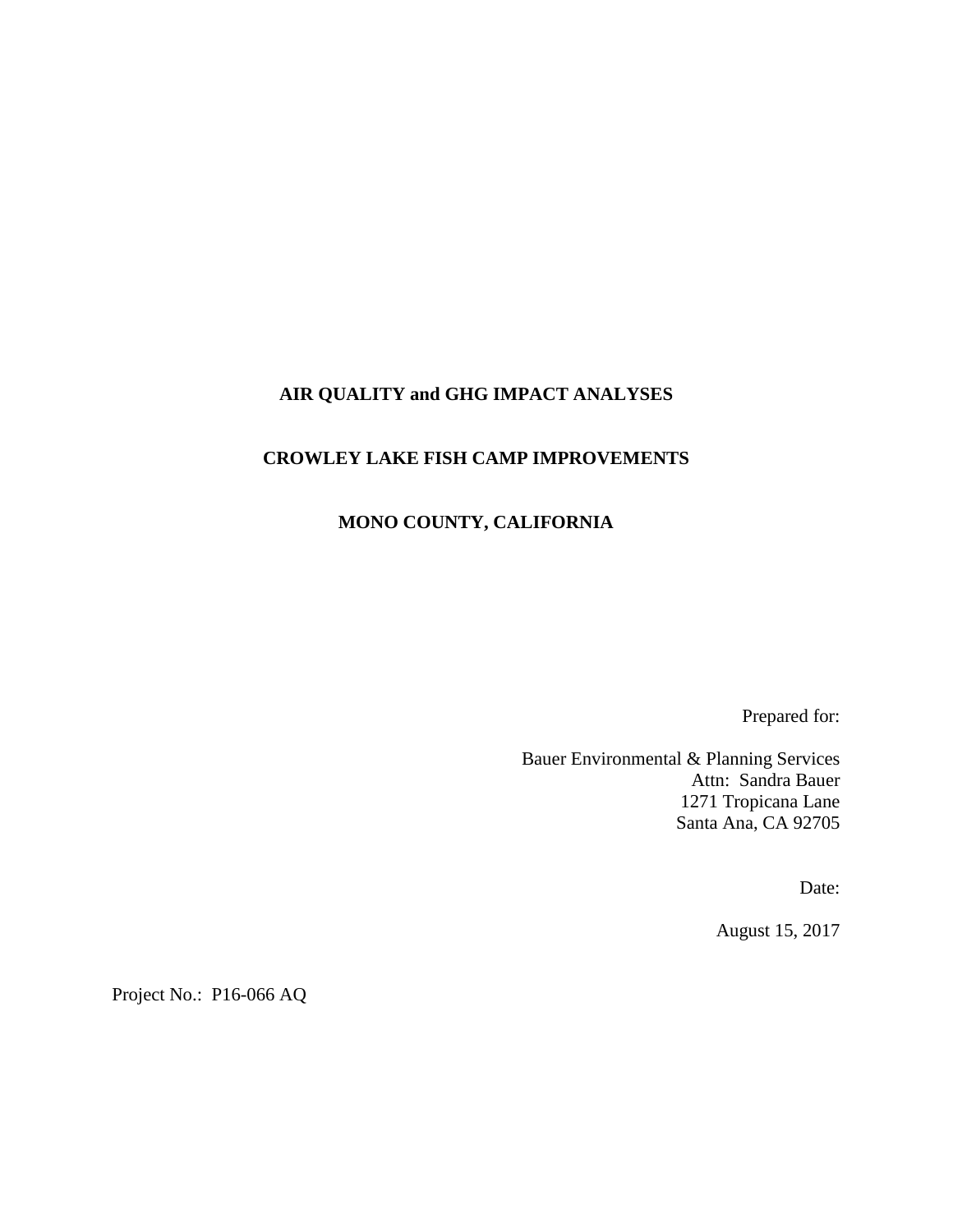# AIR QUALITY and GHG IMPACT ANALYSES

# CROWLEY LAKE FISH CAMP IMPROVEMENTS

# MONO COUNTY, CALIFORNIA

Prepared for:

Bauer Environmental & Planning Services
Attn: Sandra Bauer
1271 Tropicana Lane
Santa Ana, CA 92705

Date:

August 15, 2017

Project No.: P16-066 AQ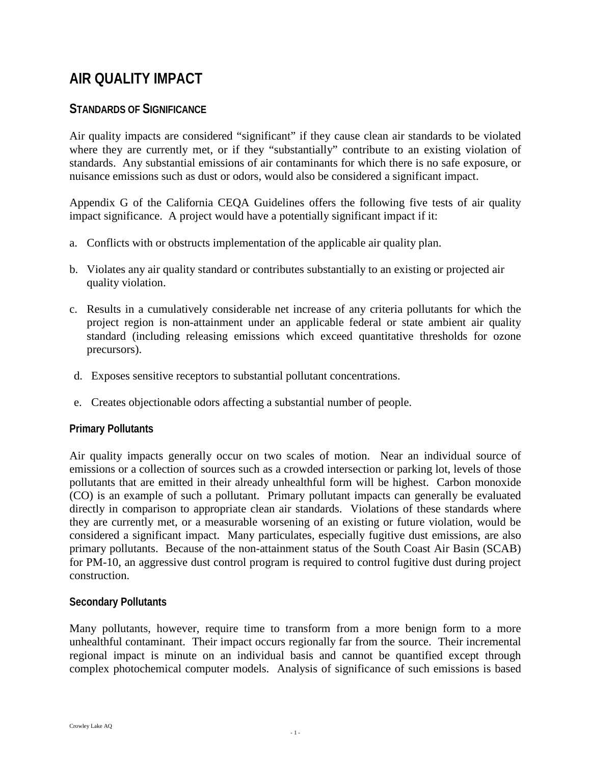# AIR QUALITY IMPACT

## STANDARDS OF SIGNIFICANCE

Air quality impacts are considered "significant" if they cause clean air standards to be violated where they are currently met, or if they "substantially" contribute to an existing violation of standards. Any substantial emissions of air contaminants for which there is no safe exposure, or nuisance emissions such as dust or odors, would also be considered a significant impact.

Appendix G of the California CEQA Guidelines offers the following five tests of air quality impact significance. A project would have a potentially significant impact if it:

a. Conflicts with or obstructs implementation of the applicable air quality plan.

b. Violates any air quality standard or contributes substantially to an existing or projected air quality violation.

c. Results in a cumulatively considerable net increase of any criteria pollutants for which the project region is non-attainment under an applicable federal or state ambient air quality standard (including releasing emissions which exceed quantitative thresholds for ozone precursors).

d. Exposes sensitive receptors to substantial pollutant concentrations.

e. Creates objectionable odors affecting a substantial number of people.

### Primary Pollutants

Air quality impacts generally occur on two scales of motion. Near an individual source of emissions or a collection of sources such as a crowded intersection or parking lot, levels of those pollutants that are emitted in their already unhealthful form will be highest. Carbon monoxide (CO) is an example of such a pollutant. Primary pollutant impacts can generally be evaluated directly in comparison to appropriate clean air standards. Violations of these standards where they are currently met, or a measurable worsening of an existing or future violation, would be considered a significant impact. Many particulates, especially fugitive dust emissions, are also primary pollutants. Because of the non-attainment status of the South Coast Air Basin (SCAB) for PM-10, an aggressive dust control program is required to control fugitive dust during project construction.

### Secondary Pollutants

Many pollutants, however, require time to transform from a more benign form to a more unhealthful contaminant. Their impact occurs regionally far from the source. Their incremental regional impact is minute on an individual basis and cannot be quantified except through complex photochemical computer models. Analysis of significance of such emissions is based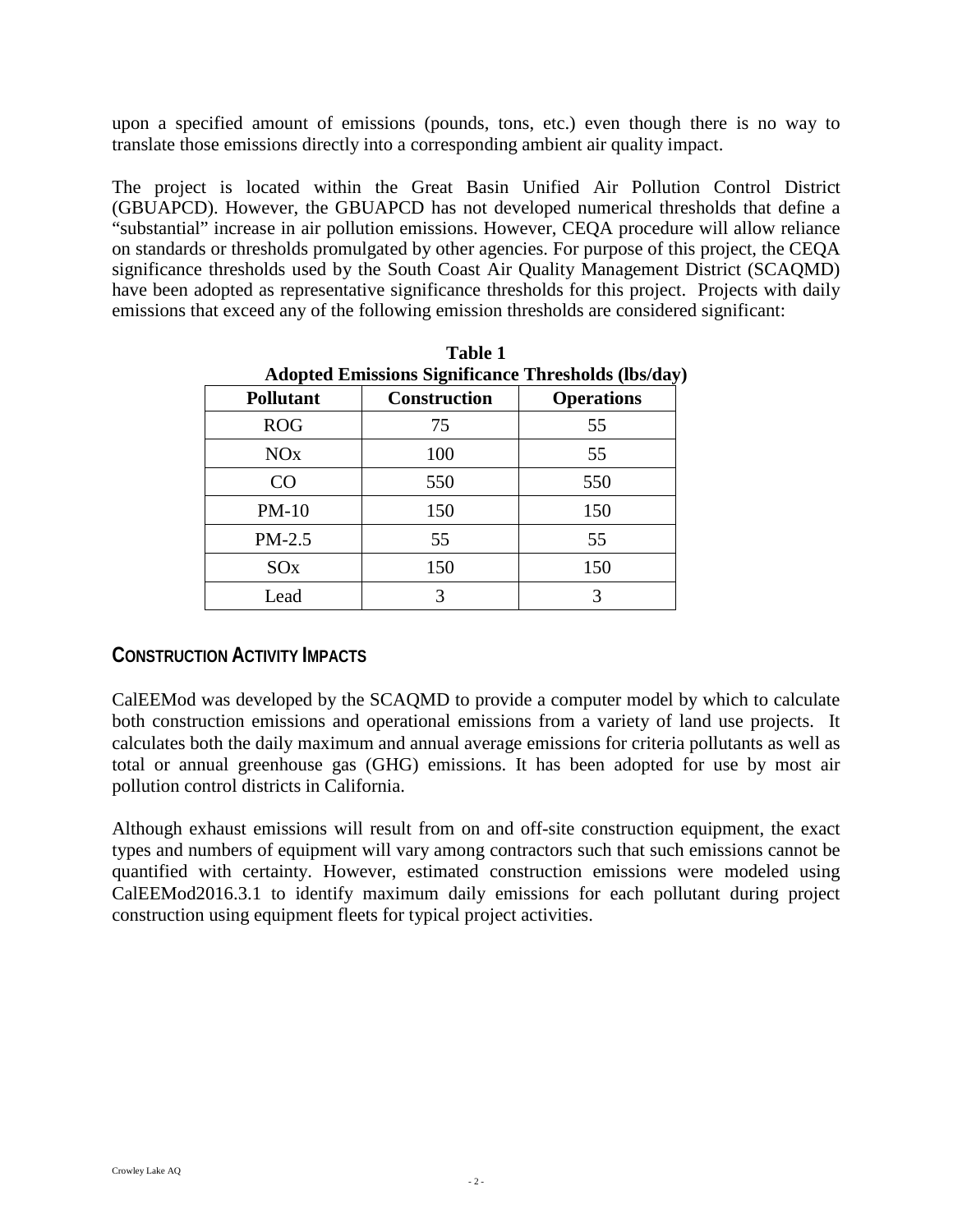upon a specified amount of emissions (pounds, tons, etc.) even though there is no way to translate those emissions directly into a corresponding ambient air quality impact.

The project is located within the Great Basin Unified Air Pollution Control District (GBUAPCD). However, the GBUAPCD has not developed numerical thresholds that define a "substantial" increase in air pollution emissions. However, CEQA procedure will allow reliance on standards or thresholds promulgated by other agencies. For purpose of this project, the CEQA significance thresholds used by the South Coast Air Quality Management District (SCAQMD) have been adopted as representative significance thresholds for this project. Projects with daily emissions that exceed any of the following emission thresholds are considered significant:

**Table 1**
**Adopted Emissions Significance Thresholds (lbs/day)**

| Pollutant | Construction | Operations |
|---|---|---|
| ROG | 75 | 55 |
| NOx | 100 | 55 |
| CO | 550 | 550 |
| PM-10 | 150 | 150 |
| PM-2.5 | 55 | 55 |
| SOx | 150 | 150 |
| Lead | 3 | 3 |

## CONSTRUCTION ACTIVITY IMPACTS

CalEEMod was developed by the SCAQMD to provide a computer model by which to calculate both construction emissions and operational emissions from a variety of land use projects. It calculates both the daily maximum and annual average emissions for criteria pollutants as well as total or annual greenhouse gas (GHG) emissions. It has been adopted for use by most air pollution control districts in California.

Although exhaust emissions will result from on and off-site construction equipment, the exact types and numbers of equipment will vary among contractors such that such emissions cannot be quantified with certainty. However, estimated construction emissions were modeled using CalEEMod2016.3.1 to identify maximum daily emissions for each pollutant during project construction using equipment fleets for typical project activities.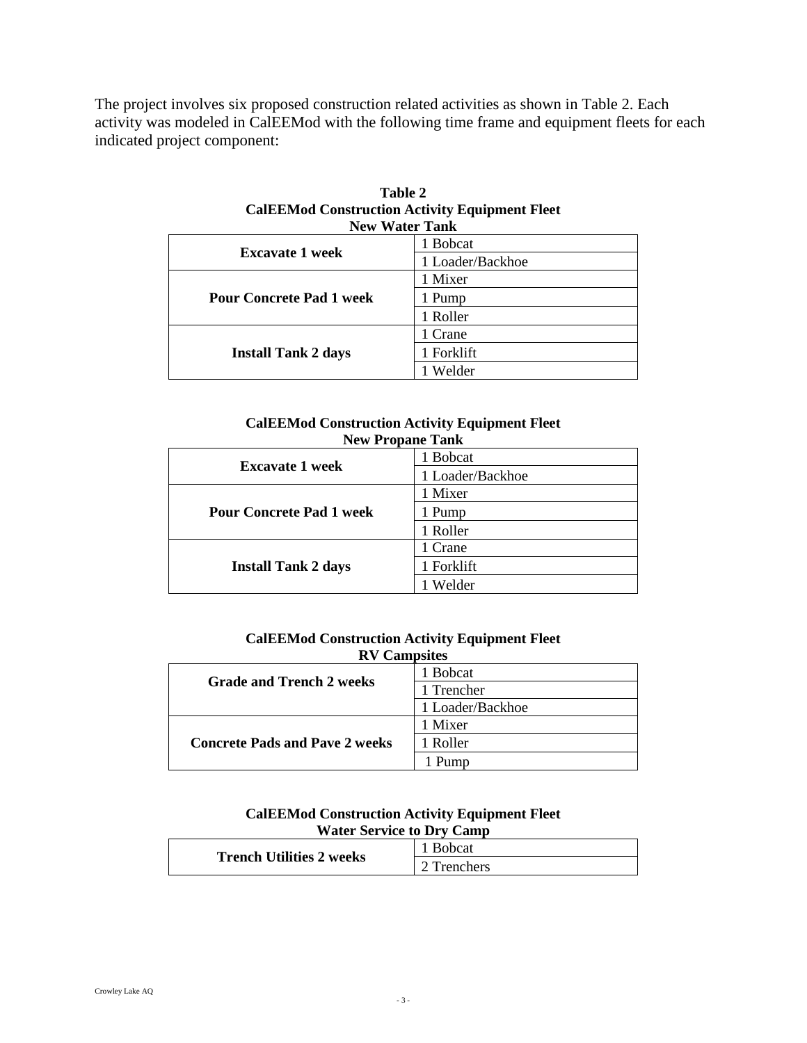The project involves six proposed construction related activities as shown in Table 2. Each activity was modeled in CalEEMod with the following time frame and equipment fleets for each indicated project component:

**Table 2**
**CalEEMod Construction Activity Equipment Fleet**
**New Water Tank**

| Activity | Equipment |
|---|---|
| **Excavate 1 week** | 1 Bobcat |
| | 1 Loader/Backhoe |
| **Pour Concrete Pad 1 week** | 1 Mixer |
| | 1 Pump |
| | 1 Roller |
| **Install Tank 2 days** | 1 Crane |
| | 1 Forklift |
| | 1 Welder |

**CalEEMod Construction Activity Equipment Fleet**
**New Propane Tank**

| Activity | Equipment |
|---|---|
| **Excavate 1 week** | 1 Bobcat |
| | 1 Loader/Backhoe |
| **Pour Concrete Pad 1 week** | 1 Mixer |
| | 1 Pump |
| | 1 Roller |
| **Install Tank 2 days** | 1 Crane |
| | 1 Forklift |
| | 1 Welder |

**CalEEMod Construction Activity Equipment Fleet**
**RV Campsites**

| Activity | Equipment |
|---|---|
| **Grade and Trench 2 weeks** | 1 Bobcat |
| | 1 Trencher |
| | 1 Loader/Backhoe |
| **Concrete Pads and Pave 2 weeks** | 1 Mixer |
| | 1 Roller |
| | 1 Pump |

**CalEEMod Construction Activity Equipment Fleet**
**Water Service to Dry Camp**

| Activity | Equipment |
|---|---|
| **Trench Utilities 2 weeks** | 1 Bobcat |
| | 2 Trenchers |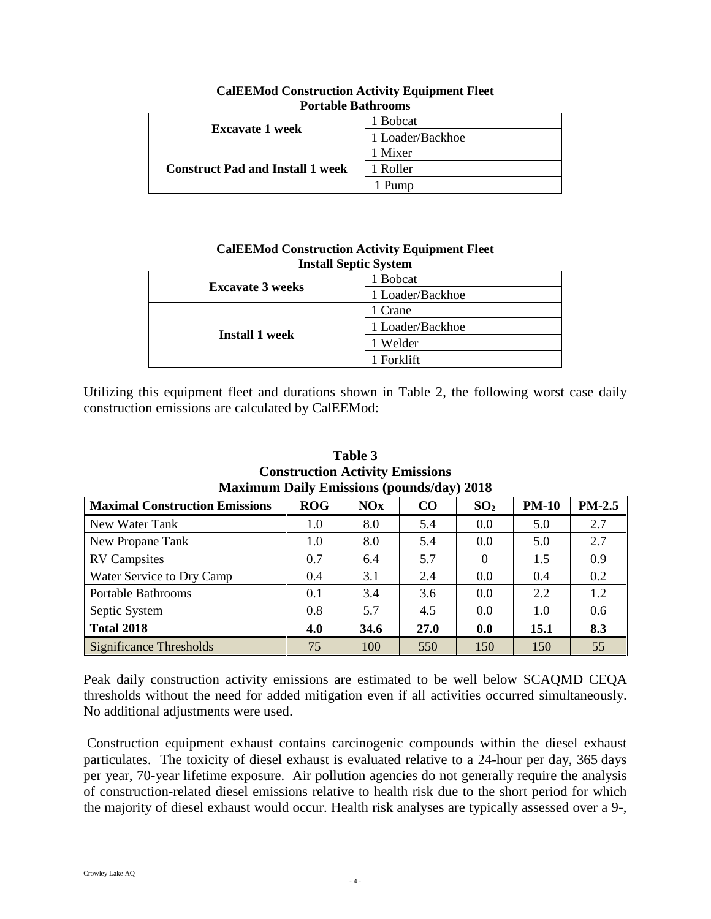**CalEEMod Construction Activity Equipment Fleet**
**Portable Bathrooms**

| | |
|---|---|
| **Excavate 1 week** | 1 Bobcat |
| | 1 Loader/Backhoe |
| **Construct Pad and Install 1 week** | 1 Mixer |
| | 1 Roller |
| | 1 Pump |

**CalEEMod Construction Activity Equipment Fleet**
**Install Septic System**

| | |
|---|---|
| **Excavate 3 weeks** | 1 Bobcat |
| | 1 Loader/Backhoe |
| **Install 1 week** | 1 Crane |
| | 1 Loader/Backhoe |
| | 1 Welder |
| | 1 Forklift |

Utilizing this equipment fleet and durations shown in Table 2, the following worst case daily construction emissions are calculated by CalEEMod:

**Table 3**
**Construction Activity Emissions**
**Maximum Daily Emissions (pounds/day) 2018**

| Maximal Construction Emissions | ROG | NOx | CO | $SO_2$ | PM-10 | PM-2.5 |
|---|---|---|---|---|---|---|
| New Water Tank | 1.0 | 8.0 | 5.4 | 0.0 | 5.0 | 2.7 |
| New Propane Tank | 1.0 | 8.0 | 5.4 | 0.0 | 5.0 | 2.7 |
| RV Campsites | 0.7 | 6.4 | 5.7 | 0 | 1.5 | 0.9 |
| Water Service to Dry Camp | 0.4 | 3.1 | 2.4 | 0.0 | 0.4 | 0.2 |
| Portable Bathrooms | 0.1 | 3.4 | 3.6 | 0.0 | 2.2 | 1.2 |
| Septic System | 0.8 | 5.7 | 4.5 | 0.0 | 1.0 | 0.6 |
| **Total 2018** | **4.0** | **34.6** | **27.0** | **0.0** | **15.1** | **8.3** |
| Significance Thresholds | 75 | 100 | 550 | 150 | 150 | 55 |

Peak daily construction activity emissions are estimated to be well below SCAQMD CEQA thresholds without the need for added mitigation even if all activities occurred simultaneously. No additional adjustments were used.

Construction equipment exhaust contains carcinogenic compounds within the diesel exhaust particulates. The toxicity of diesel exhaust is evaluated relative to a 24-hour per day, 365 days per year, 70-year lifetime exposure. Air pollution agencies do not generally require the analysis of construction-related diesel emissions relative to health risk due to the short period for which the majority of diesel exhaust would occur. Health risk analyses are typically assessed over a 9-,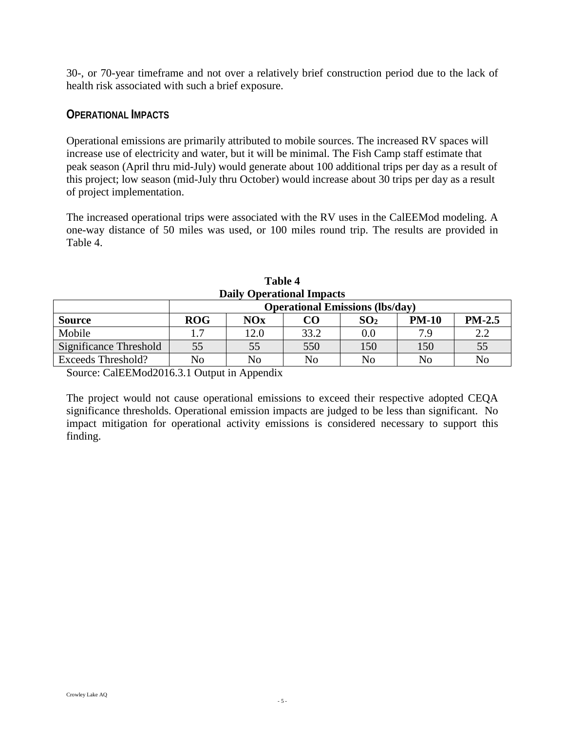30-, or 70-year timeframe and not over a relatively brief construction period due to the lack of health risk associated with such a brief exposure.

## OPERATIONAL IMPACTS

Operational emissions are primarily attributed to mobile sources. The increased RV spaces will increase use of electricity and water, but it will be minimal. The Fish Camp staff estimate that peak season (April thru mid-July) would generate about 100 additional trips per day as a result of this project; low season (mid-July thru October) would increase about 30 trips per day as a result of project implementation.

The increased operational trips were associated with the RV uses in the CalEEMod modeling. A one-way distance of 50 miles was used, or 100 miles round trip. The results are provided in Table 4.

**Table 4**
**Daily Operational Impacts**

| | Operational Emissions (lbs/day) | | | | | |
|---|---|---|---|---|---|---|
| **Source** | **ROG** | **NOx** | **CO** | **$SO_2$** | **PM-10** | **PM-2.5** |
| Mobile | 1.7 | 12.0 | 33.2 | 0.0 | 7.9 | 2.2 |
| Significance Threshold | 55 | 55 | 550 | 150 | 150 | 55 |
| Exceeds Threshold? | No | No | No | No | No | No |

Source: CalEEMod2016.3.1 Output in Appendix

The project would not cause operational emissions to exceed their respective adopted CEQA significance thresholds. Operational emission impacts are judged to be less than significant. No impact mitigation for operational activity emissions is considered necessary to support this finding.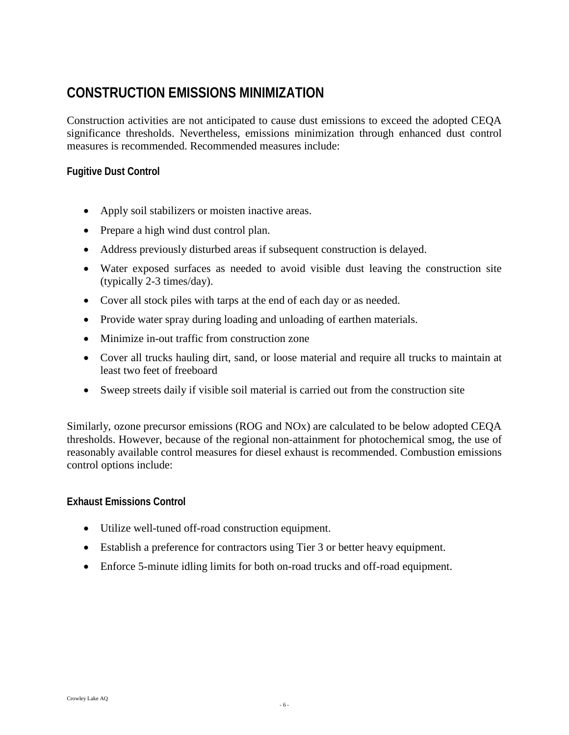# CONSTRUCTION EMISSIONS MINIMIZATION

Construction activities are not anticipated to cause dust emissions to exceed the adopted CEQA significance thresholds. Nevertheless, emissions minimization through enhanced dust control measures is recommended. Recommended measures include:

### Fugitive Dust Control

- Apply soil stabilizers or moisten inactive areas.
- Prepare a high wind dust control plan.
- Address previously disturbed areas if subsequent construction is delayed.
- Water exposed surfaces as needed to avoid visible dust leaving the construction site (typically 2-3 times/day).
- Cover all stock piles with tarps at the end of each day or as needed.
- Provide water spray during loading and unloading of earthen materials.
- Minimize in-out traffic from construction zone
- Cover all trucks hauling dirt, sand, or loose material and require all trucks to maintain at least two feet of freeboard
- Sweep streets daily if visible soil material is carried out from the construction site

Similarly, ozone precursor emissions (ROG and NOx) are calculated to be below adopted CEQA thresholds. However, because of the regional non-attainment for photochemical smog, the use of reasonably available control measures for diesel exhaust is recommended. Combustion emissions control options include:

### Exhaust Emissions Control

- Utilize well-tuned off-road construction equipment.
- Establish a preference for contractors using Tier 3 or better heavy equipment.
- Enforce 5-minute idling limits for both on-road trucks and off-road equipment.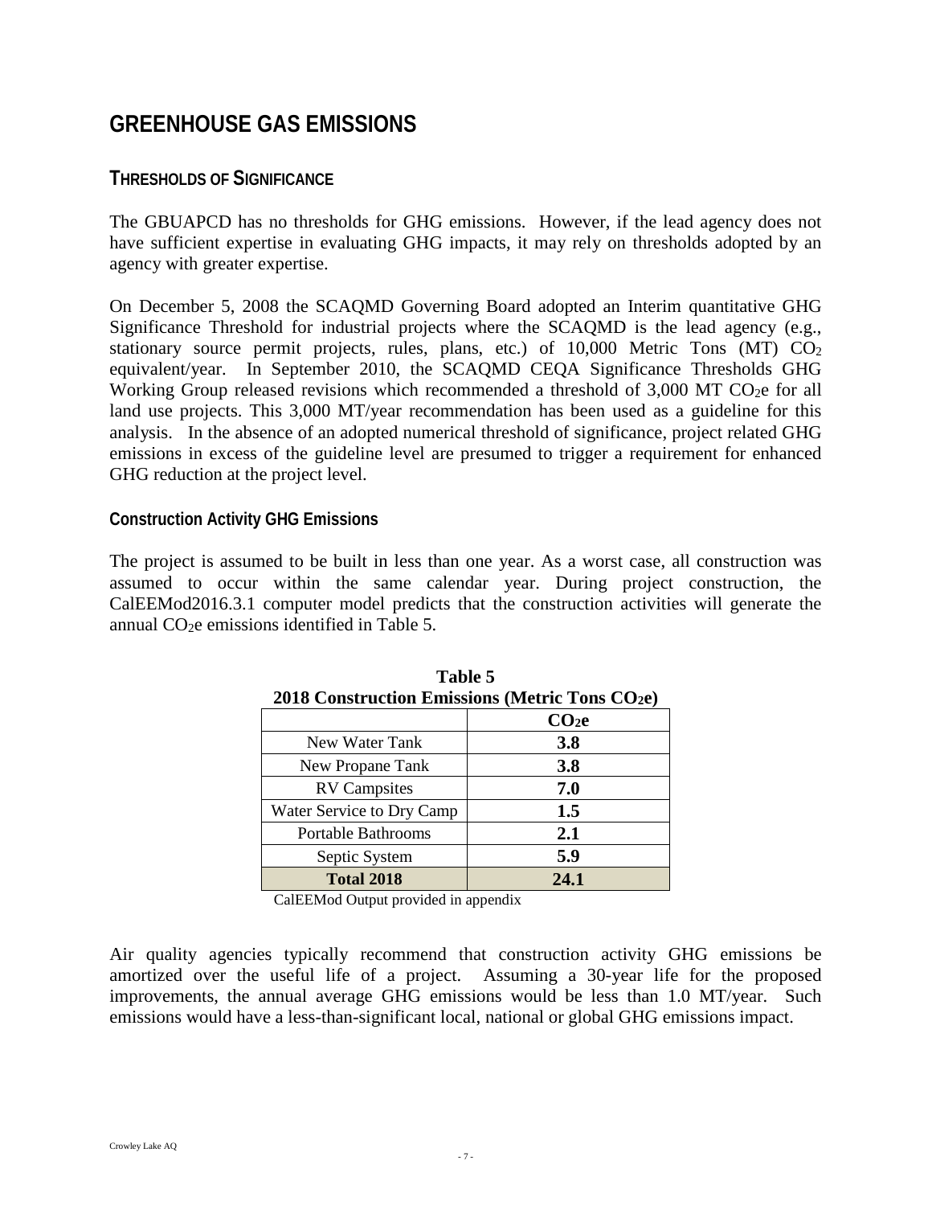# GREENHOUSE GAS EMISSIONS

## THRESHOLDS OF SIGNIFICANCE

The GBUAPCD has no thresholds for GHG emissions. However, if the lead agency does not have sufficient expertise in evaluating GHG impacts, it may rely on thresholds adopted by an agency with greater expertise.

On December 5, 2008 the SCAQMD Governing Board adopted an Interim quantitative GHG Significance Threshold for industrial projects where the SCAQMD is the lead agency (e.g., stationary source permit projects, rules, plans, etc.) of 10,000 Metric Tons (MT) $CO_2$ equivalent/year. In September 2010, the SCAQMD CEQA Significance Thresholds GHG Working Group released revisions which recommended a threshold of 3,000 MT $CO_2e$ for all land use projects. This 3,000 MT/year recommendation has been used as a guideline for this analysis. In the absence of an adopted numerical threshold of significance, project related GHG emissions in excess of the guideline level are presumed to trigger a requirement for enhanced GHG reduction at the project level.

### Construction Activity GHG Emissions

The project is assumed to be built in less than one year. As a worst case, all construction was assumed to occur within the same calendar year. During project construction, the CalEEMod2016.3.1 computer model predicts that the construction activities will generate the annual $CO_2e$ emissions identified in Table 5.

**Table 5**
**2018 Construction Emissions (Metric Tons $CO_2e$)**

| | $CO_2e$ |
|---|---|
| New Water Tank | **3.8** |
| New Propane Tank | **3.8** |
| RV Campsites | **7.0** |
| Water Service to Dry Camp | **1.5** |
| Portable Bathrooms | **2.1** |
| Septic System | **5.9** |
| **Total 2018** | **24.1** |

CalEEMod Output provided in appendix

Air quality agencies typically recommend that construction activity GHG emissions be amortized over the useful life of a project. Assuming a 30-year life for the proposed improvements, the annual average GHG emissions would be less than 1.0 MT/year. Such emissions would have a less-than-significant local, national or global GHG emissions impact.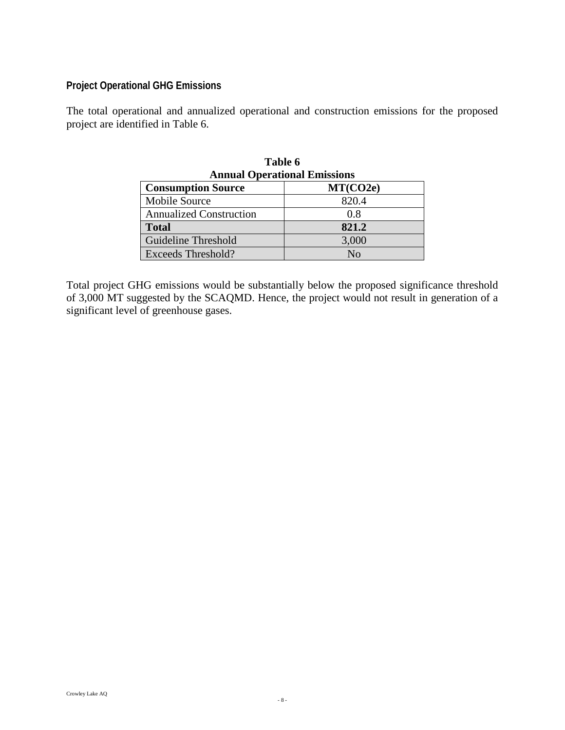### Project Operational GHG Emissions

The total operational and annualized operational and construction emissions for the proposed project are identified in Table 6.

**Table 6**
**Annual Operational Emissions**

| **Consumption Source** | **MT(CO2e)** |
|---|---|
| Mobile Source | 820.4 |
| Annualized Construction | 0.8 |
| **Total** | **821.2** |
| Guideline Threshold | 3,000 |
| Exceeds Threshold? | No |

Total project GHG emissions would be substantially below the proposed significance threshold of 3,000 MT suggested by the SCAQMD. Hence, the project would not result in generation of a significant level of greenhouse gases.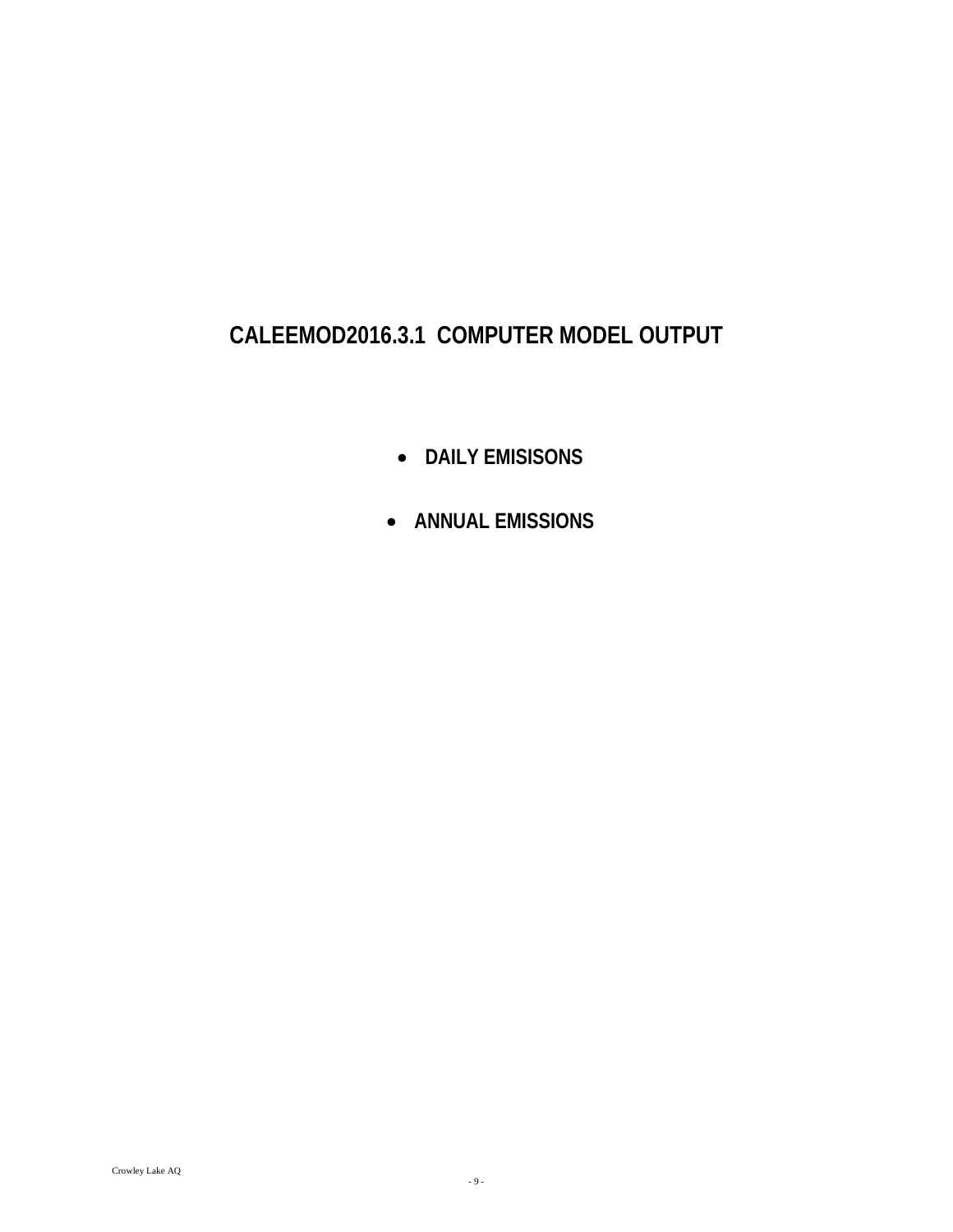# CALEEMOD2016.3.1 COMPUTER MODEL OUTPUT

- **DAILY EMISISONS**
- **ANNUAL EMISSIONS**